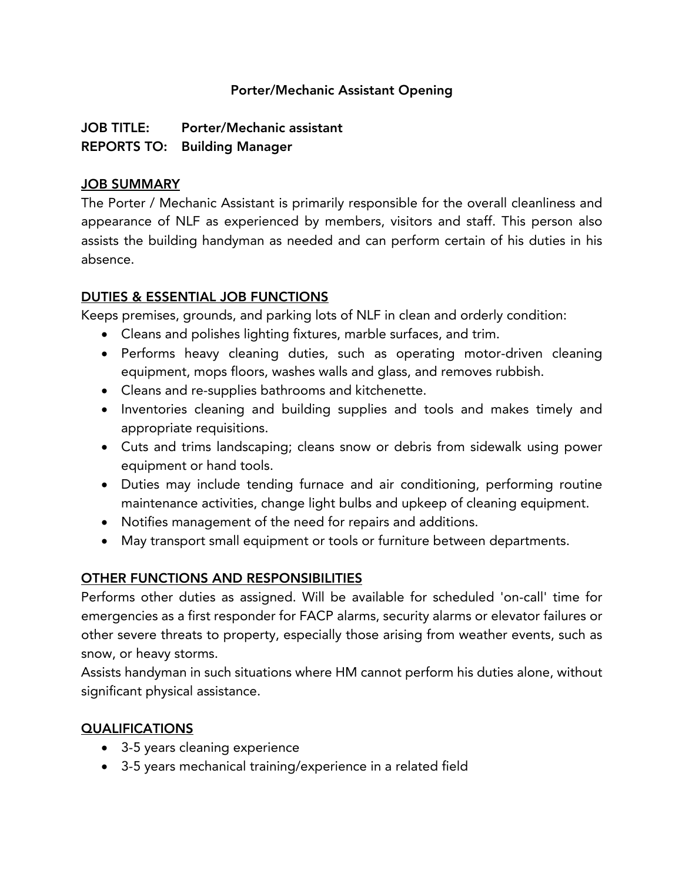# Porter/Mechanic Assistant Opening

**JOB TITLE:** Porter/Mechanic assistant
**REPORTS TO:** Building Manager

## JOB SUMMARY

The Porter / Mechanic Assistant is primarily responsible for the overall cleanliness and appearance of NLF as experienced by members, visitors and staff. This person also assists the building handyman as needed and can perform certain of his duties in his absence.

## DUTIES & ESSENTIAL JOB FUNCTIONS

Keeps premises, grounds, and parking lots of NLF in clean and orderly condition:

- Cleans and polishes lighting fixtures, marble surfaces, and trim.
- Performs heavy cleaning duties, such as operating motor-driven cleaning equipment, mops floors, washes walls and glass, and removes rubbish.
- Cleans and re-supplies bathrooms and kitchenette.
- Inventories cleaning and building supplies and tools and makes timely and appropriate requisitions.
- Cuts and trims landscaping; cleans snow or debris from sidewalk using power equipment or hand tools.
- Duties may include tending furnace and air conditioning, performing routine maintenance activities, change light bulbs and upkeep of cleaning equipment.
- Notifies management of the need for repairs and additions.
- May transport small equipment or tools or furniture between departments.

## OTHER FUNCTIONS AND RESPONSIBILITIES

Performs other duties as assigned. Will be available for scheduled 'on-call' time for emergencies as a first responder for FACP alarms, security alarms or elevator failures or other severe threats to property, especially those arising from weather events, such as snow, or heavy storms.

Assists handyman in such situations where HM cannot perform his duties alone, without significant physical assistance.

## QUALIFICATIONS

- 3-5 years cleaning experience
- 3-5 years mechanical training/experience in a related field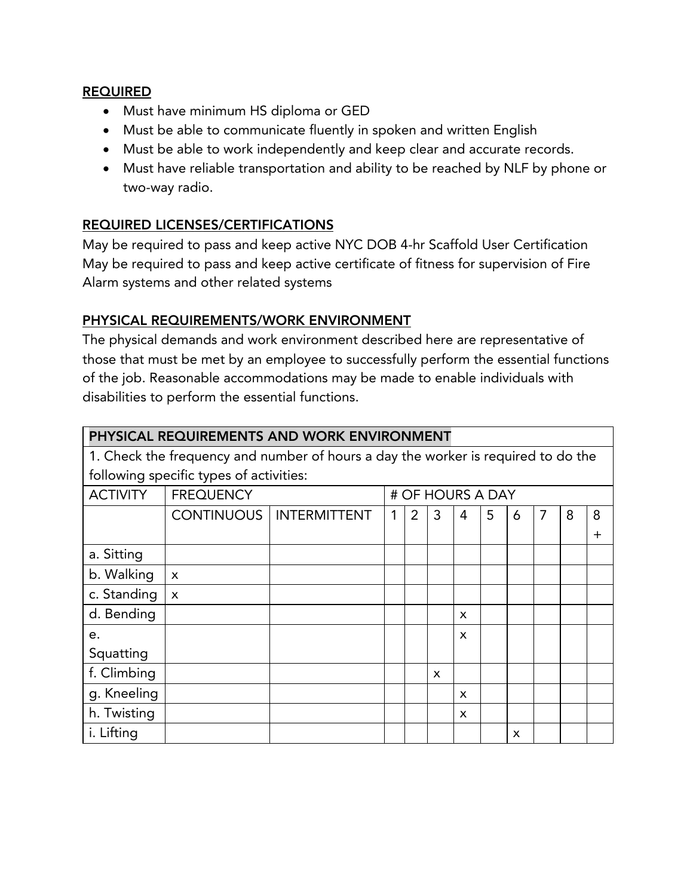**REQUIRED**

- Must have minimum HS diploma or GED
- Must be able to communicate fluently in spoken and written English
- Must be able to work independently and keep clear and accurate records.
- Must have reliable transportation and ability to be reached by NLF by phone or two-way radio.

**REQUIRED LICENSES/CERTIFICATIONS**

May be required to pass and keep active NYC DOB 4-hr Scaffold User Certification
May be required to pass and keep active certificate of fitness for supervision of Fire Alarm systems and other related systems

**PHYSICAL REQUIREMENTS/WORK ENVIRONMENT**

The physical demands and work environment described here are representative of those that must be met by an employee to successfully perform the essential functions of the job. Reasonable accommodations may be made to enable individuals with disabilities to perform the essential functions.

| PHYSICAL REQUIREMENTS AND WORK ENVIRONMENT | | | | | | | | | | | |
|---|---|---|---|---|---|---|---|---|---|---|---|
| 1. Check the frequency and number of hours a day the worker is required to do the following specific types of activities: | | | | | | | | | | | |
| ACTIVITY | FREQUENCY | | # OF HOURS A DAY | | | | | | | | |
| | CONTINUOUS | INTERMITTENT | 1 | 2 | 3 | 4 | 5 | 6 | 7 | 8 | 8+ |
| a. Sitting | | | | | | | | | | | |
| b. Walking | x | | | | | | | | | | |
| c. Standing | x | | | | | | | | | | |
| d. Bending | | | | | | x | | | | | |
| e. Squatting | | | | | | x | | | | | |
| f. Climbing | | | | | x | | | | | | |
| g. Kneeling | | | | | | x | | | | | |
| h. Twisting | | | | | | x | | | | | |
| i. Lifting | | | | | | | | x | | | |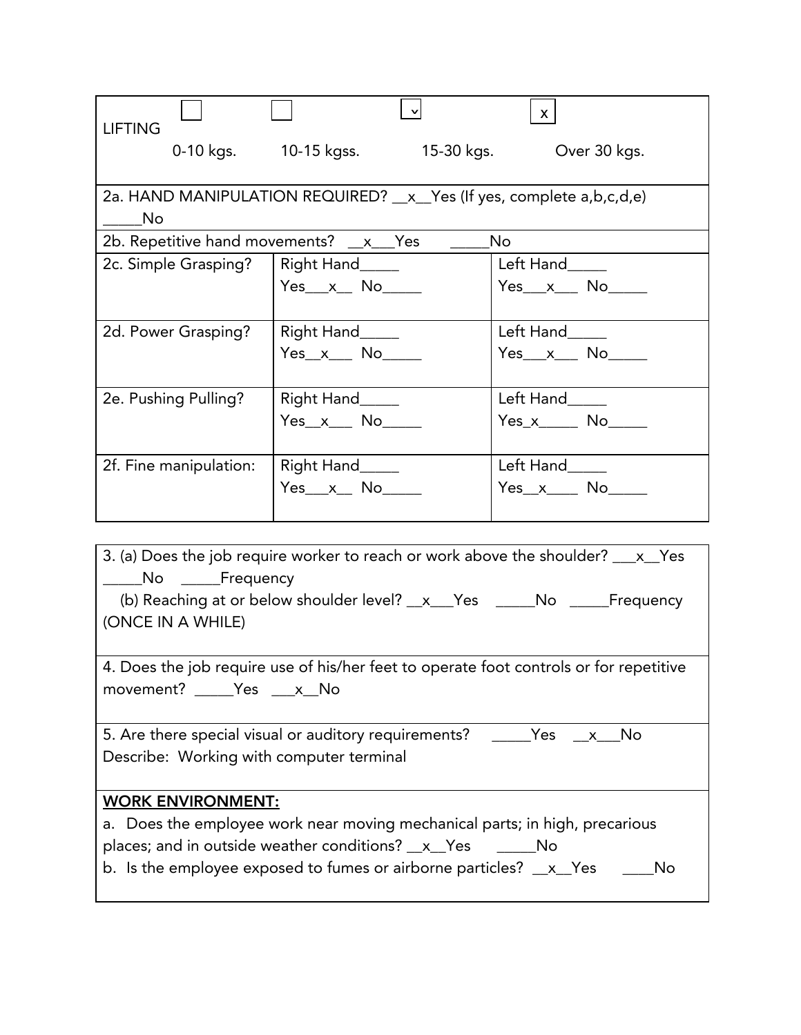| LIFTING | ☐ 0-10 kgs. | ☐ 10-15 kgss. | ☑ 15-30 kgs. | x Over 30 kgs. |
|---|---|---|---|---|

| | | |
|---|---|---|
| 2a. HAND MANIPULATION REQUIRED? __x__Yes (If yes, complete a,b,c,d,e) _____No | | |
| 2b. Repetitive hand movements? __x___Yes _____No | | |
| 2c. Simple Grasping? | Right Hand_____ Yes___x__ No_____ | Left Hand_____ Yes___x___ No_____ |
| 2d. Power Grasping? | Right Hand_____ Yes__x___ No_____ | Left Hand_____ Yes___x___ No_____ |
| 2e. Pushing Pulling? | Right Hand_____ Yes__x___ No_____ | Left Hand_____ Yes_x_____ No_____ |
| 2f. Fine manipulation: | Right Hand_____ Yes___x__ No_____ | Left Hand_____ Yes__x____ No_____ |

3. (a) Does the job require worker to reach or work above the shoulder? ___x__Yes _____No _____Frequency
   (b) Reaching at or below shoulder level? __x___Yes _____No _____Frequency (ONCE IN A WHILE)

4. Does the job require use of his/her feet to operate foot controls or for repetitive movement? _____Yes ___x__No

5. Are there special visual or auditory requirements? _____Yes __x___No
Describe: Working with computer terminal

**WORK ENVIRONMENT:**

a. Does the employee work near moving mechanical parts; in high, precarious places; and in outside weather conditions? __x__Yes _____No

b. Is the employee exposed to fumes or airborne particles? __x__Yes ____No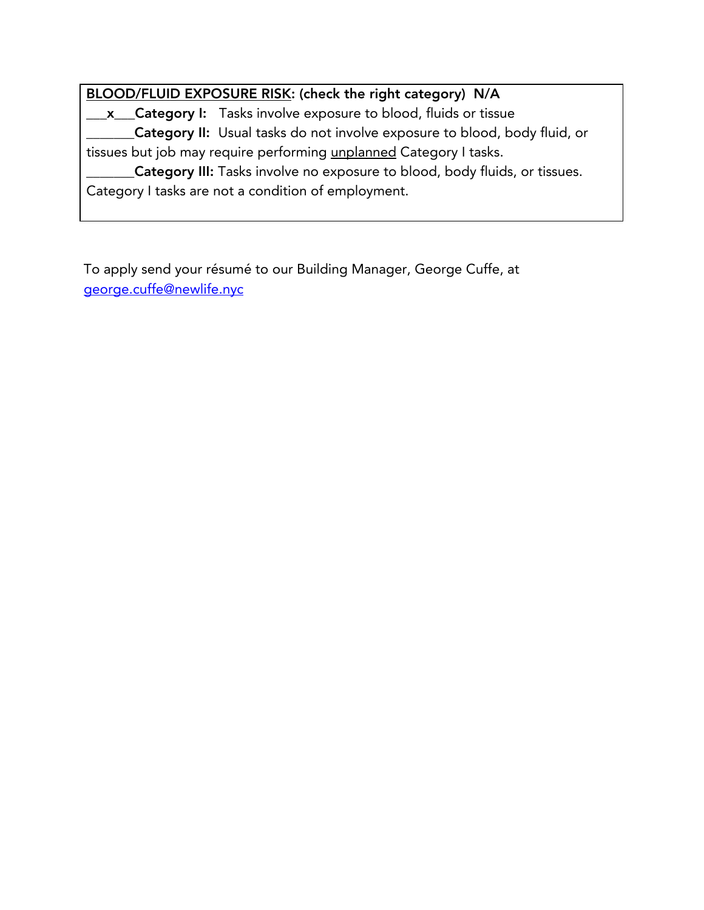**BLOOD/FLUID EXPOSURE RISK: (check the right category) N/A**

___x___**Category I:** Tasks involve exposure to blood, fluids or tissue

_______**Category II:** Usual tasks do not involve exposure to blood, body fluid, or tissues but job may require performing unplanned Category I tasks.

_______**Category III:** Tasks involve no exposure to blood, body fluids, or tissues. Category I tasks are not a condition of employment.

To apply send your résumé to our Building Manager, George Cuffe, at george.cuffe@newlife.nyc